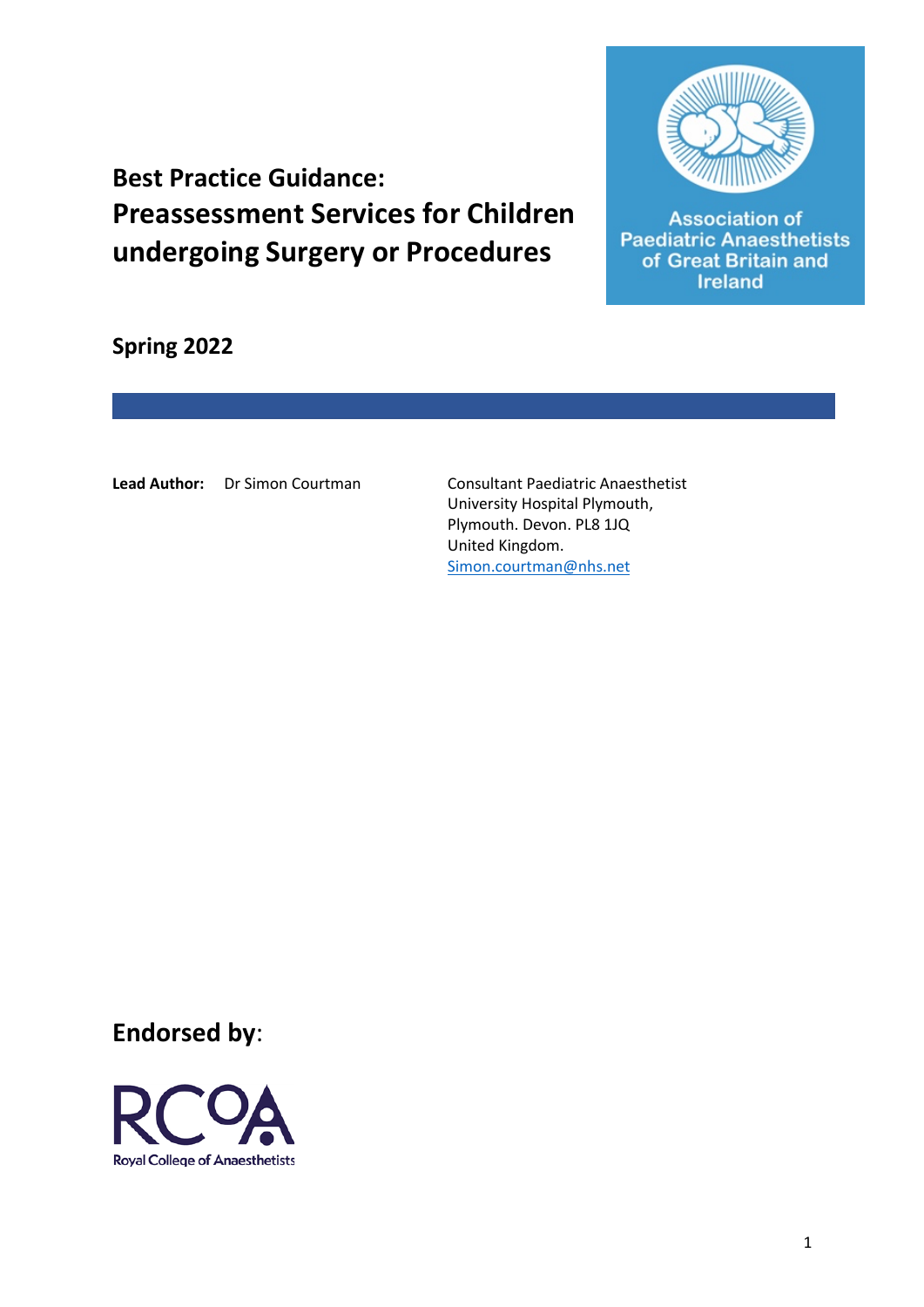# Best Practice Guidance: Preassessment Services for Children undergoing Surgery or Procedures

Association of Paediatric Anaesthetists of Great Britain and Ireland

## Spring 2022

**Lead Author:** Dr Simon Courtman

Consultant Paediatric Anaesthetist
University Hospital Plymouth,
Plymouth. Devon. PL8 1JQ
United Kingdom.
Simon.courtman@nhs.net

## Endorsed by:

RCoA
Royal College of Anaesthetists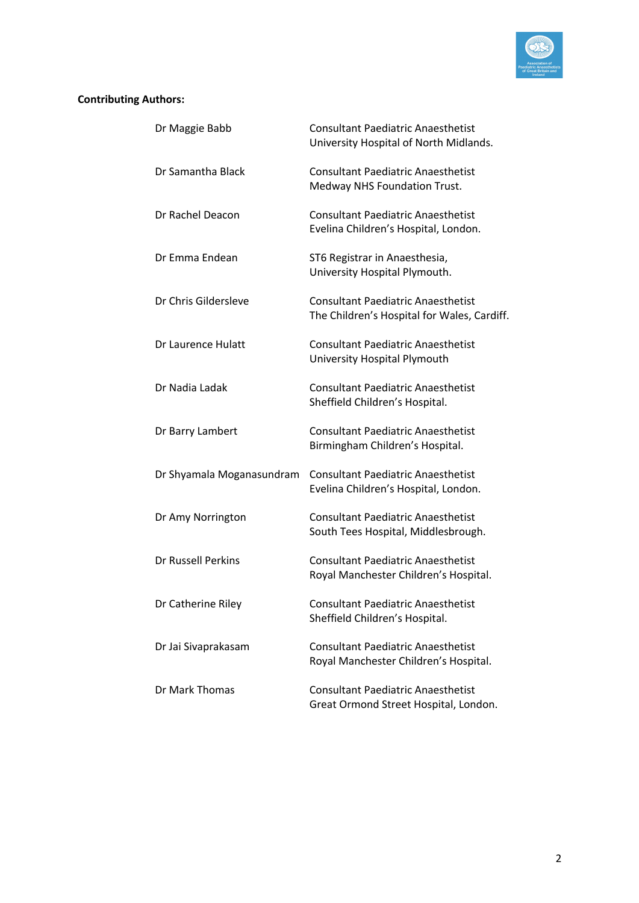**Contributing Authors:**

| | |
|---|---|
| Dr Maggie Babb | Consultant Paediatric Anaesthetist<br>University Hospital of North Midlands. |
| Dr Samantha Black | Consultant Paediatric Anaesthetist<br>Medway NHS Foundation Trust. |
| Dr Rachel Deacon | Consultant Paediatric Anaesthetist<br>Evelina Children's Hospital, London. |
| Dr Emma Endean | ST6 Registrar in Anaesthesia,<br>University Hospital Plymouth. |
| Dr Chris Gildersleve | Consultant Paediatric Anaesthetist<br>The Children's Hospital for Wales, Cardiff. |
| Dr Laurence Hulatt | Consultant Paediatric Anaesthetist<br>University Hospital Plymouth |
| Dr Nadia Ladak | Consultant Paediatric Anaesthetist<br>Sheffield Children's Hospital. |
| Dr Barry Lambert | Consultant Paediatric Anaesthetist<br>Birmingham Children's Hospital. |
| Dr Shyamala Moganasundram | Consultant Paediatric Anaesthetist<br>Evelina Children's Hospital, London. |
| Dr Amy Norrington | Consultant Paediatric Anaesthetist<br>South Tees Hospital, Middlesbrough. |
| Dr Russell Perkins | Consultant Paediatric Anaesthetist<br>Royal Manchester Children's Hospital. |
| Dr Catherine Riley | Consultant Paediatric Anaesthetist<br>Sheffield Children's Hospital. |
| Dr Jai Sivaprakasam | Consultant Paediatric Anaesthetist<br>Royal Manchester Children's Hospital. |
| Dr Mark Thomas | Consultant Paediatric Anaesthetist<br>Great Ormond Street Hospital, London. |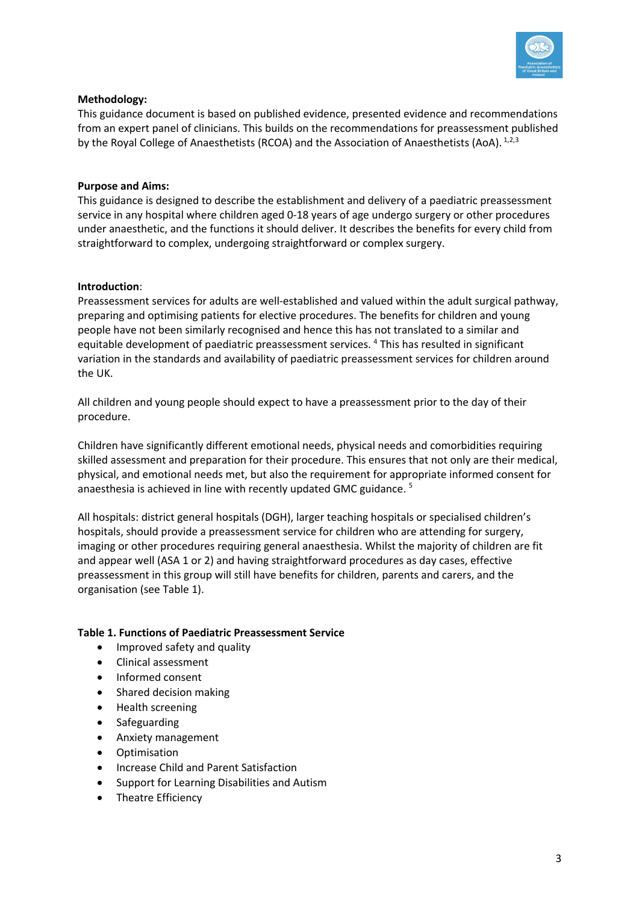**Methodology:**

This guidance document is based on published evidence, presented evidence and recommendations from an expert panel of clinicians. This builds on the recommendations for preassessment published by the Royal College of Anaesthetists (RCOA) and the Association of Anaesthetists (AoA).[1,2,3]

**Purpose and Aims:**

This guidance is designed to describe the establishment and delivery of a paediatric preassessment service in any hospital where children aged 0-18 years of age undergo surgery or other procedures under anaesthetic, and the functions it should deliver. It describes the benefits for every child from straightforward to complex, undergoing straightforward or complex surgery.

**Introduction**:

Preassessment services for adults are well-established and valued within the adult surgical pathway, preparing and optimising patients for elective procedures. The benefits for children and young people have not been similarly recognised and hence this has not translated to a similar and equitable development of paediatric preassessment services.[4] This has resulted in significant variation in the standards and availability of paediatric preassessment services for children around the UK.

All children and young people should expect to have a preassessment prior to the day of their procedure.

Children have significantly different emotional needs, physical needs and comorbidities requiring skilled assessment and preparation for their procedure. This ensures that not only are their medical, physical, and emotional needs met, but also the requirement for appropriate informed consent for anaesthesia is achieved in line with recently updated GMC guidance.[5]

All hospitals: district general hospitals (DGH), larger teaching hospitals or specialised children's hospitals, should provide a preassessment service for children who are attending for surgery, imaging or other procedures requiring general anaesthesia. Whilst the majority of children are fit and appear well (ASA 1 or 2) and having straightforward procedures as day cases, effective preassessment in this group will still have benefits for children, parents and carers, and the organisation (see Table 1).

**Table 1. Functions of Paediatric Preassessment Service**

- Improved safety and quality
- Clinical assessment
- Informed consent
- Shared decision making
- Health screening
- Safeguarding
- Anxiety management
- Optimisation
- Increase Child and Parent Satisfaction
- Support for Learning Disabilities and Autism
- Theatre Efficiency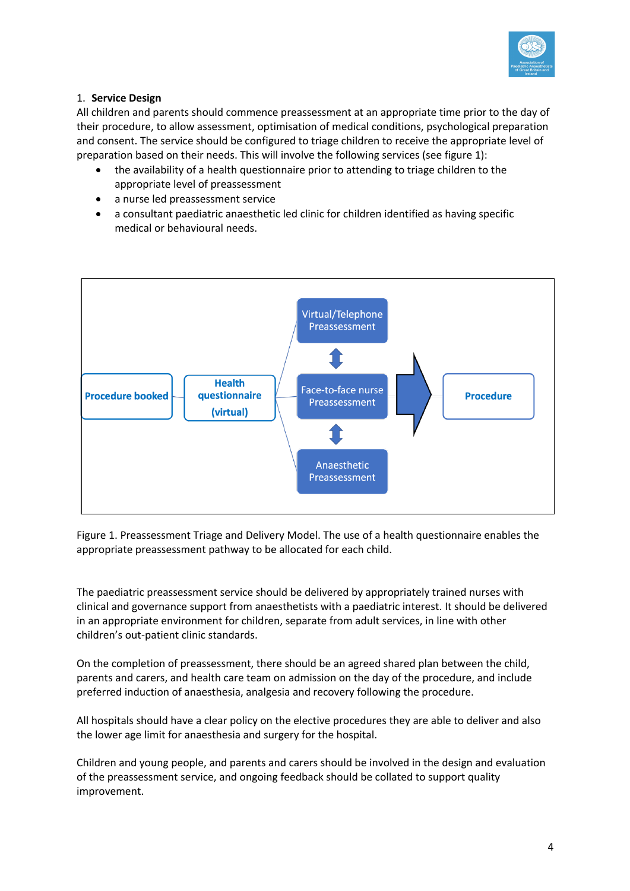## 1. Service Design

All children and parents should commence preassessment at an appropriate time prior to the day of their procedure, to allow assessment, optimisation of medical conditions, psychological preparation and consent. The service should be configured to triage children to receive the appropriate level of preparation based on their needs. This will involve the following services (see figure 1):

- the availability of a health questionnaire prior to attending to triage children to the appropriate level of preassessment
- a nurse led preassessment service
- a consultant paediatric anaesthetic led clinic for children identified as having specific medical or behavioural needs.

Procedure booked → Health questionnaire (virtual) → Virtual/Telephone Preassessment ↕ Face-to-face nurse Preassessment ↕ Anaesthetic Preassessment → Procedure

Figure 1. Preassessment Triage and Delivery Model. The use of a health questionnaire enables the appropriate preassessment pathway to be allocated for each child.

The paediatric preassessment service should be delivered by appropriately trained nurses with clinical and governance support from anaesthetists with a paediatric interest. It should be delivered in an appropriate environment for children, separate from adult services, in line with other children's out-patient clinic standards.

On the completion of preassessment, there should be an agreed shared plan between the child, parents and carers, and health care team on admission on the day of the procedure, and include preferred induction of anaesthesia, analgesia and recovery following the procedure.

All hospitals should have a clear policy on the elective procedures they are able to deliver and also the lower age limit for anaesthesia and surgery for the hospital.

Children and young people, and parents and carers should be involved in the design and evaluation of the preassessment service, and ongoing feedback should be collated to support quality improvement.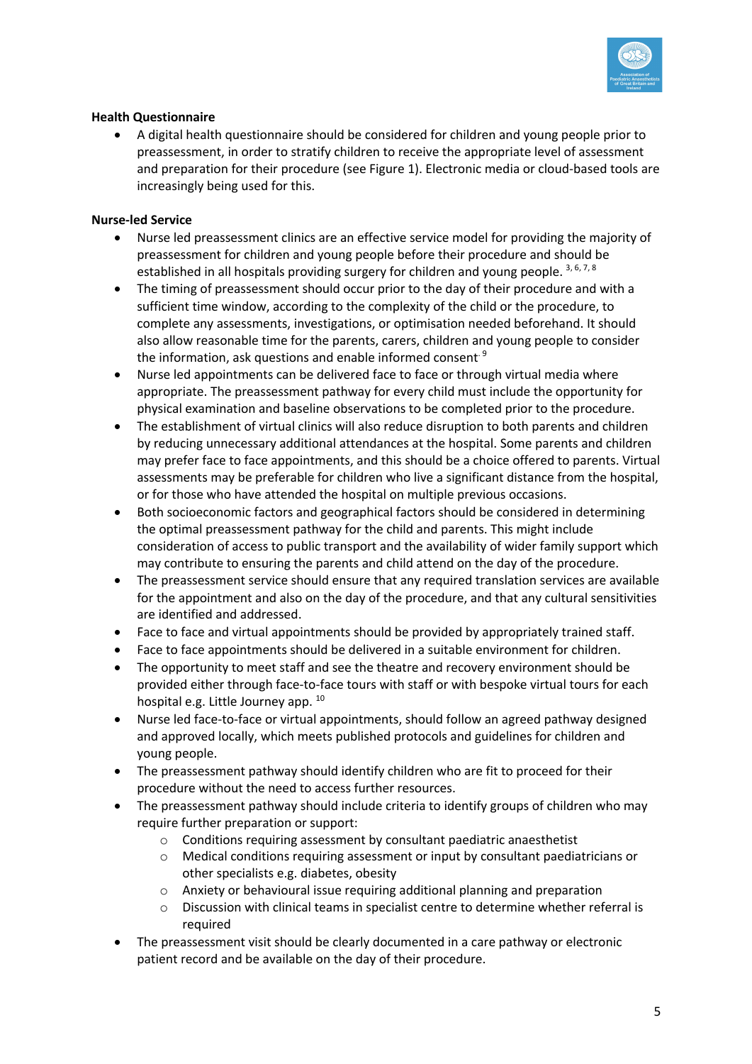## Health Questionnaire

- A digital health questionnaire should be considered for children and young people prior to preassessment, in order to stratify children to receive the appropriate level of assessment and preparation for their procedure (see Figure 1). Electronic media or cloud-based tools are increasingly being used for this.

## Nurse-led Service

- Nurse led preassessment clinics are an effective service model for providing the majority of preassessment for children and young people before their procedure and should be established in all hospitals providing surgery for children and young people. [3, 6, 7, 8]
- The timing of preassessment should occur prior to the day of their procedure and with a sufficient time window, according to the complexity of the child or the procedure, to complete any assessments, investigations, or optimisation needed beforehand. It should also allow reasonable time for the parents, carers, children and young people to consider the information, ask questions and enable informed consent [9]
- Nurse led appointments can be delivered face to face or through virtual media where appropriate. The preassessment pathway for every child must include the opportunity for physical examination and baseline observations to be completed prior to the procedure.
- The establishment of virtual clinics will also reduce disruption to both parents and children by reducing unnecessary additional attendances at the hospital. Some parents and children may prefer face to face appointments, and this should be a choice offered to parents. Virtual assessments may be preferable for children who live a significant distance from the hospital, or for those who have attended the hospital on multiple previous occasions.
- Both socioeconomic factors and geographical factors should be considered in determining the optimal preassessment pathway for the child and parents. This might include consideration of access to public transport and the availability of wider family support which may contribute to ensuring the parents and child attend on the day of the procedure.
- The preassessment service should ensure that any required translation services are available for the appointment and also on the day of the procedure, and that any cultural sensitivities are identified and addressed.
- Face to face and virtual appointments should be provided by appropriately trained staff.
- Face to face appointments should be delivered in a suitable environment for children.
- The opportunity to meet staff and see the theatre and recovery environment should be provided either through face-to-face tours with staff or with bespoke virtual tours for each hospital e.g. Little Journey app. [10]
- Nurse led face-to-face or virtual appointments, should follow an agreed pathway designed and approved locally, which meets published protocols and guidelines for children and young people.
- The preassessment pathway should identify children who are fit to proceed for their procedure without the need to access further resources.
- The preassessment pathway should include criteria to identify groups of children who may require further preparation or support:
  - Conditions requiring assessment by consultant paediatric anaesthetist
  - Medical conditions requiring assessment or input by consultant paediatricians or other specialists e.g. diabetes, obesity
  - Anxiety or behavioural issue requiring additional planning and preparation
  - Discussion with clinical teams in specialist centre to determine whether referral is required
- The preassessment visit should be clearly documented in a care pathway or electronic patient record and be available on the day of their procedure.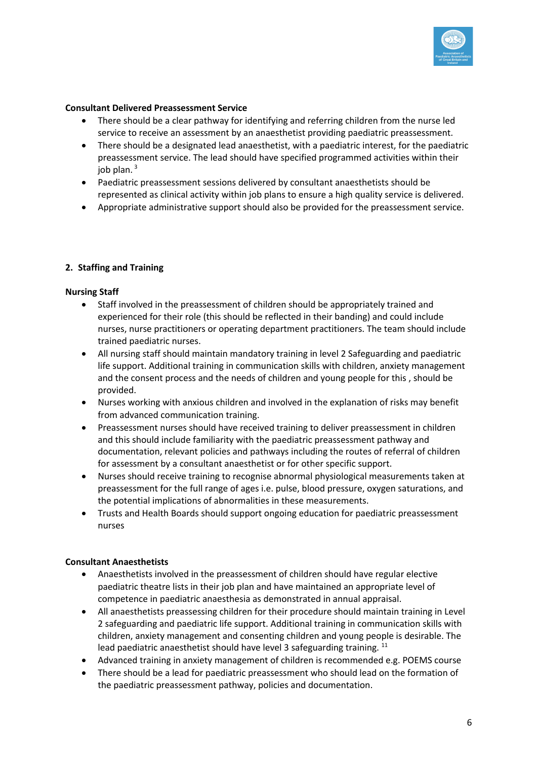**Consultant Delivered Preassessment Service**

- There should be a clear pathway for identifying and referring children from the nurse led service to receive an assessment by an anaesthetist providing paediatric preassessment.
- There should be a designated lead anaesthetist, with a paediatric interest, for the paediatric preassessment service. The lead should have specified programmed activities within their job plan. [3]
- Paediatric preassessment sessions delivered by consultant anaesthetists should be represented as clinical activity within job plans to ensure a high quality service is delivered.
- Appropriate administrative support should also be provided for the preassessment service.

## 2. Staffing and Training

**Nursing Staff**

- Staff involved in the preassessment of children should be appropriately trained and experienced for their role (this should be reflected in their banding) and could include nurses, nurse practitioners or operating department practitioners. The team should include trained paediatric nurses.
- All nursing staff should maintain mandatory training in level 2 Safeguarding and paediatric life support. Additional training in communication skills with children, anxiety management and the consent process and the needs of children and young people for this , should be provided.
- Nurses working with anxious children and involved in the explanation of risks may benefit from advanced communication training.
- Preassessment nurses should have received training to deliver preassessment in children and this should include familiarity with the paediatric preassessment pathway and documentation, relevant policies and pathways including the routes of referral of children for assessment by a consultant anaesthetist or for other specific support.
- Nurses should receive training to recognise abnormal physiological measurements taken at preassessment for the full range of ages i.e. pulse, blood pressure, oxygen saturations, and the potential implications of abnormalities in these measurements.
- Trusts and Health Boards should support ongoing education for paediatric preassessment nurses

**Consultant Anaesthetists**

- Anaesthetists involved in the preassessment of children should have regular elective paediatric theatre lists in their job plan and have maintained an appropriate level of competence in paediatric anaesthesia as demonstrated in annual appraisal.
- All anaesthetists preassessing children for their procedure should maintain training in Level 2 safeguarding and paediatric life support. Additional training in communication skills with children, anxiety management and consenting children and young people is desirable. The lead paediatric anaesthetist should have level 3 safeguarding training. [11]
- Advanced training in anxiety management of children is recommended e.g. POEMS course
- There should be a lead for paediatric preassessment who should lead on the formation of the paediatric preassessment pathway, policies and documentation.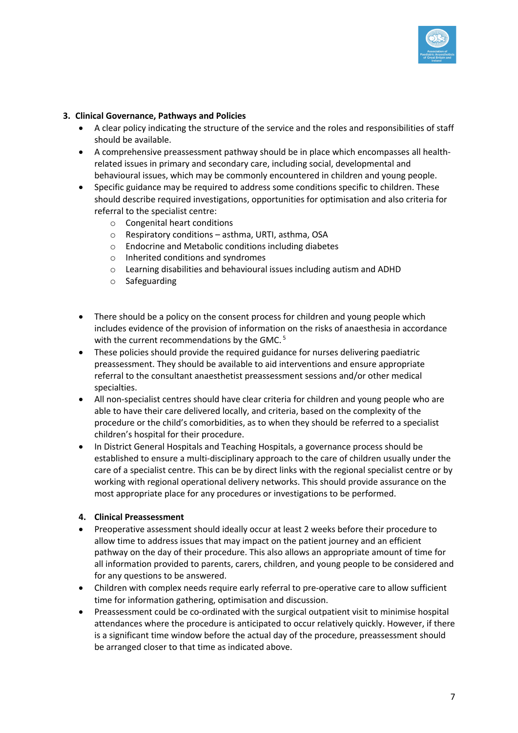3. **Clinical Governance, Pathways and Policies**

- A clear policy indicating the structure of the service and the roles and responsibilities of staff should be available.
- A comprehensive preassessment pathway should be in place which encompasses all health-related issues in primary and secondary care, including social, developmental and behavioural issues, which may be commonly encountered in children and young people.
- Specific guidance may be required to address some conditions specific to children. These should describe required investigations, opportunities for optimisation and also criteria for referral to the specialist centre:
    - Congenital heart conditions
    - Respiratory conditions – asthma, URTI, asthma, OSA
    - Endocrine and Metabolic conditions including diabetes
    - Inherited conditions and syndromes
    - Learning disabilities and behavioural issues including autism and ADHD
    - Safeguarding

- There should be a policy on the consent process for children and young people which includes evidence of the provision of information on the risks of anaesthesia in accordance with the current recommendations by the GMC.[5]
- These policies should provide the required guidance for nurses delivering paediatric preassessment. They should be available to aid interventions and ensure appropriate referral to the consultant anaesthetist preassessment sessions and/or other medical specialties.
- All non-specialist centres should have clear criteria for children and young people who are able to have their care delivered locally, and criteria, based on the complexity of the procedure or the child's comorbidities, as to when they should be referred to a specialist children's hospital for their procedure.
- In District General Hospitals and Teaching Hospitals, a governance process should be established to ensure a multi-disciplinary approach to the care of children usually under the care of a specialist centre. This can be by direct links with the regional specialist centre or by working with regional operational delivery networks. This should provide assurance on the most appropriate place for any procedures or investigations to be performed.

4. **Clinical Preassessment**

- Preoperative assessment should ideally occur at least 2 weeks before their procedure to allow time to address issues that may impact on the patient journey and an efficient pathway on the day of their procedure. This also allows an appropriate amount of time for all information provided to parents, carers, children, and young people to be considered and for any questions to be answered.
- Children with complex needs require early referral to pre-operative care to allow sufficient time for information gathering, optimisation and discussion.
- Preassessment could be co-ordinated with the surgical outpatient visit to minimise hospital attendances where the procedure is anticipated to occur relatively quickly. However, if there is a significant time window before the actual day of the procedure, preassessment should be arranged closer to that time as indicated above.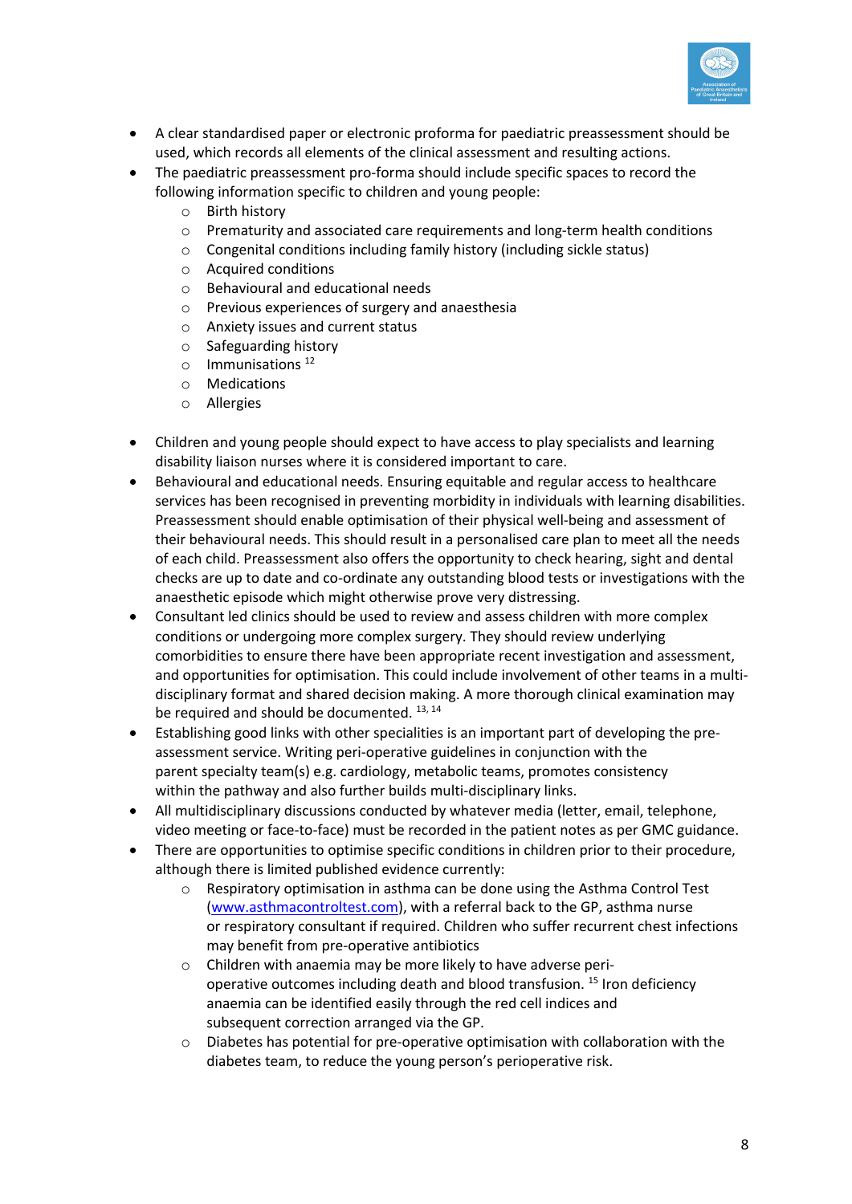- A clear standardised paper or electronic proforma for paediatric preassessment should be used, which records all elements of the clinical assessment and resulting actions.
- The paediatric preassessment pro-forma should include specific spaces to record the following information specific to children and young people:
  - Birth history
  - Prematurity and associated care requirements and long-term health conditions
  - Congenital conditions including family history (including sickle status)
  - Acquired conditions
  - Behavioural and educational needs
  - Previous experiences of surgery and anaesthesia
  - Anxiety issues and current status
  - Safeguarding history
  - Immunisations [12]
  - Medications
  - Allergies

- Children and young people should expect to have access to play specialists and learning disability liaison nurses where it is considered important to care.
- Behavioural and educational needs. Ensuring equitable and regular access to healthcare services has been recognised in preventing morbidity in individuals with learning disabilities. Preassessment should enable optimisation of their physical well-being and assessment of their behavioural needs. This should result in a personalised care plan to meet all the needs of each child. Preassessment also offers the opportunity to check hearing, sight and dental checks are up to date and co-ordinate any outstanding blood tests or investigations with the anaesthetic episode which might otherwise prove very distressing.
- Consultant led clinics should be used to review and assess children with more complex conditions or undergoing more complex surgery. They should review underlying comorbidities to ensure there have been appropriate recent investigation and assessment, and opportunities for optimisation. This could include involvement of other teams in a multi-disciplinary format and shared decision making. A more thorough clinical examination may be required and should be documented. [13, 14]
- Establishing good links with other specialities is an important part of developing the pre-assessment service. Writing peri-operative guidelines in conjunction with the parent specialty team(s) e.g. cardiology, metabolic teams, promotes consistency within the pathway and also further builds multi-disciplinary links.
- All multidisciplinary discussions conducted by whatever media (letter, email, telephone, video meeting or face-to-face) must be recorded in the patient notes as per GMC guidance.
- There are opportunities to optimise specific conditions in children prior to their procedure, although there is limited published evidence currently:
  - Respiratory optimisation in asthma can be done using the Asthma Control Test (www.asthmacontroltest.com), with a referral back to the GP, asthma nurse or respiratory consultant if required. Children who suffer recurrent chest infections may benefit from pre-operative antibiotics
  - Children with anaemia may be more likely to have adverse peri-operative outcomes including death and blood transfusion. [15] Iron deficiency anaemia can be identified easily through the red cell indices and subsequent correction arranged via the GP.
  - Diabetes has potential for pre-operative optimisation with collaboration with the diabetes team, to reduce the young person's perioperative risk.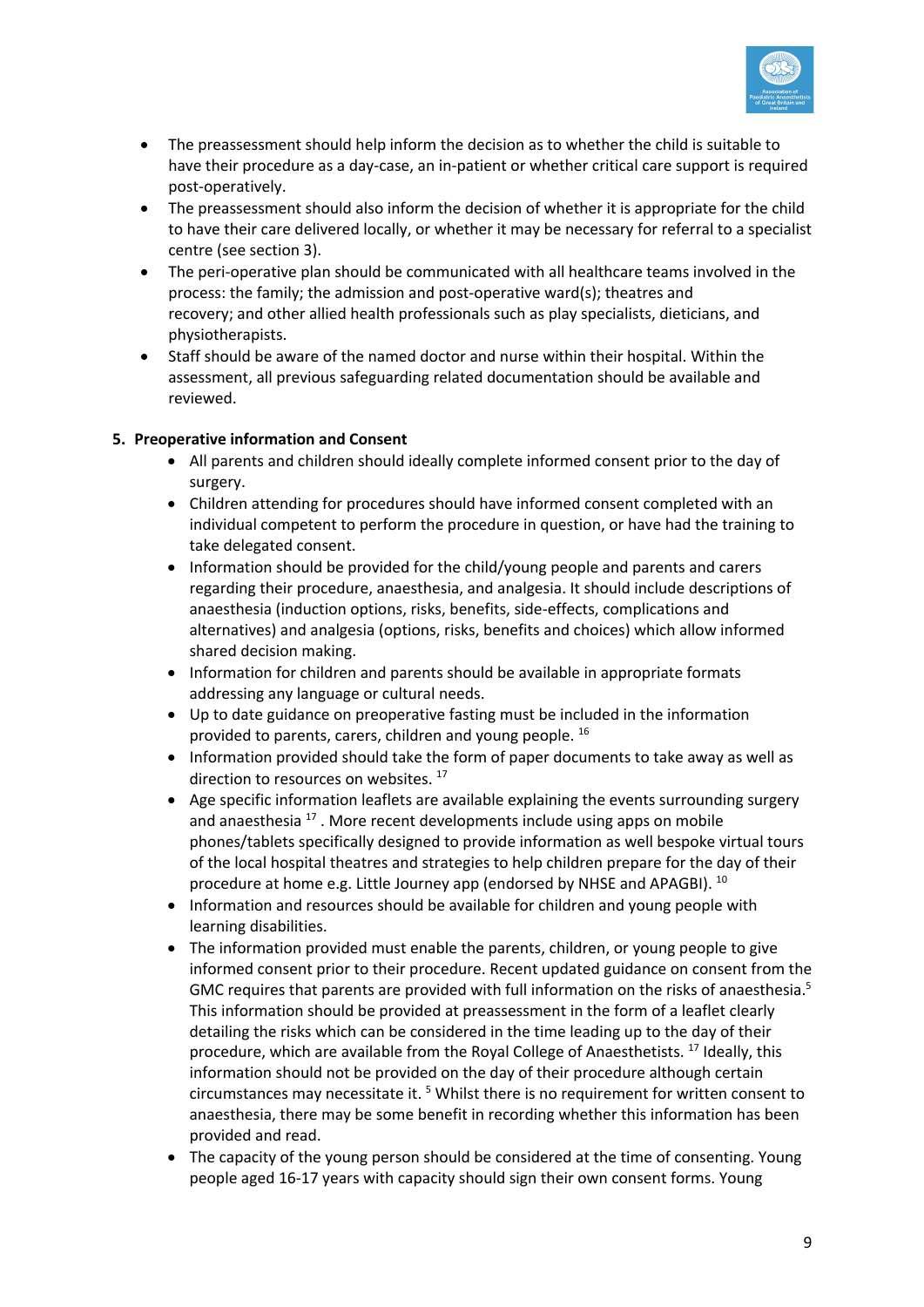- The preassessment should help inform the decision as to whether the child is suitable to have their procedure as a day-case, an in-patient or whether critical care support is required post-operatively.
- The preassessment should also inform the decision of whether it is appropriate for the child to have their care delivered locally, or whether it may be necessary for referral to a specialist centre (see section 3).
- The peri-operative plan should be communicated with all healthcare teams involved in the process: the family; the admission and post-operative ward(s); theatres and recovery; and other allied health professionals such as play specialists, dieticians, and physiotherapists.
- Staff should be aware of the named doctor and nurse within their hospital. Within the assessment, all previous safeguarding related documentation should be available and reviewed.

**5. Preoperative information and Consent**

- All parents and children should ideally complete informed consent prior to the day of surgery.
- Children attending for procedures should have informed consent completed with an individual competent to perform the procedure in question, or have had the training to take delegated consent.
- Information should be provided for the child/young people and parents and carers regarding their procedure, anaesthesia, and analgesia. It should include descriptions of anaesthesia (induction options, risks, benefits, side-effects, complications and alternatives) and analgesia (options, risks, benefits and choices) which allow informed shared decision making.
- Information for children and parents should be available in appropriate formats addressing any language or cultural needs.
- Up to date guidance on preoperative fasting must be included in the information provided to parents, carers, children and young people. [16]
- Information provided should take the form of paper documents to take away as well as direction to resources on websites. [17]
- Age specific information leaflets are available explaining the events surrounding surgery and anaesthesia [17] . More recent developments include using apps on mobile phones/tablets specifically designed to provide information as well bespoke virtual tours of the local hospital theatres and strategies to help children prepare for the day of their procedure at home e.g. Little Journey app (endorsed by NHSE and APAGBI). [10]
- Information and resources should be available for children and young people with learning disabilities.
- The information provided must enable the parents, children, or young people to give informed consent prior to their procedure. Recent updated guidance on consent from the GMC requires that parents are provided with full information on the risks of anaesthesia.[5] This information should be provided at preassessment in the form of a leaflet clearly detailing the risks which can be considered in the time leading up to the day of their procedure, which are available from the Royal College of Anaesthetists. [17] Ideally, this information should not be provided on the day of their procedure although certain circumstances may necessitate it. [5] Whilst there is no requirement for written consent to anaesthesia, there may be some benefit in recording whether this information has been provided and read.
- The capacity of the young person should be considered at the time of consenting. Young people aged 16-17 years with capacity should sign their own consent forms. Young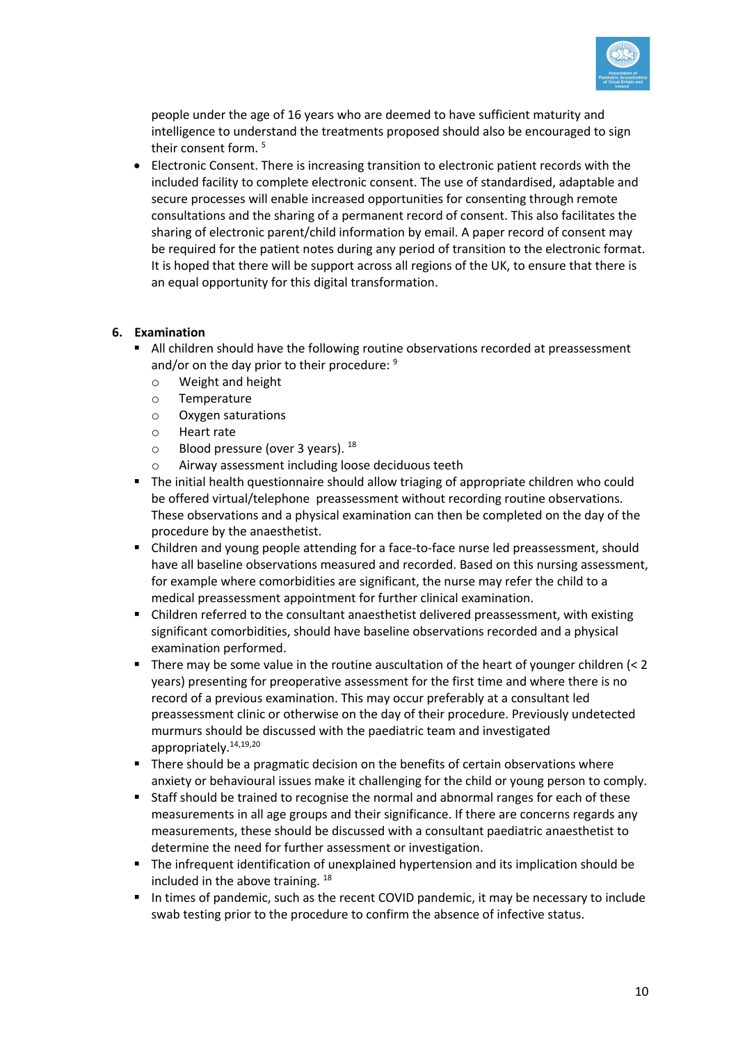people under the age of 16 years who are deemed to have sufficient maturity and intelligence to understand the treatments proposed should also be encouraged to sign their consent form. [5]

- Electronic Consent. There is increasing transition to electronic patient records with the included facility to complete electronic consent. The use of standardised, adaptable and secure processes will enable increased opportunities for consenting through remote consultations and the sharing of a permanent record of consent. This also facilitates the sharing of electronic parent/child information by email. A paper record of consent may be required for the patient notes during any period of transition to the electronic format. It is hoped that there will be support across all regions of the UK, to ensure that there is an equal opportunity for this digital transformation.

## 6. Examination

- All children should have the following routine observations recorded at preassessment and/or on the day prior to their procedure: [9]
  - Weight and height
  - Temperature
  - Oxygen saturations
  - Heart rate
  - Blood pressure (over 3 years). [18]
  - Airway assessment including loose deciduous teeth
- The initial health questionnaire should allow triaging of appropriate children who could be offered virtual/telephone preassessment without recording routine observations. These observations and a physical examination can then be completed on the day of the procedure by the anaesthetist.
- Children and young people attending for a face-to-face nurse led preassessment, should have all baseline observations measured and recorded. Based on this nursing assessment, for example where comorbidities are significant, the nurse may refer the child to a medical preassessment appointment for further clinical examination.
- Children referred to the consultant anaesthetist delivered preassessment, with existing significant comorbidities, should have baseline observations recorded and a physical examination performed.
- There may be some value in the routine auscultation of the heart of younger children (< 2 years) presenting for preoperative assessment for the first time and where there is no record of a previous examination. This may occur preferably at a consultant led preassessment clinic or otherwise on the day of their procedure. Previously undetected murmurs should be discussed with the paediatric team and investigated appropriately.[14,19,20]
- There should be a pragmatic decision on the benefits of certain observations where anxiety or behavioural issues make it challenging for the child or young person to comply.
- Staff should be trained to recognise the normal and abnormal ranges for each of these measurements in all age groups and their significance. If there are concerns regards any measurements, these should be discussed with a consultant paediatric anaesthetist to determine the need for further assessment or investigation.
- The infrequent identification of unexplained hypertension and its implication should be included in the above training. [18]
- In times of pandemic, such as the recent COVID pandemic, it may be necessary to include swab testing prior to the procedure to confirm the absence of infective status.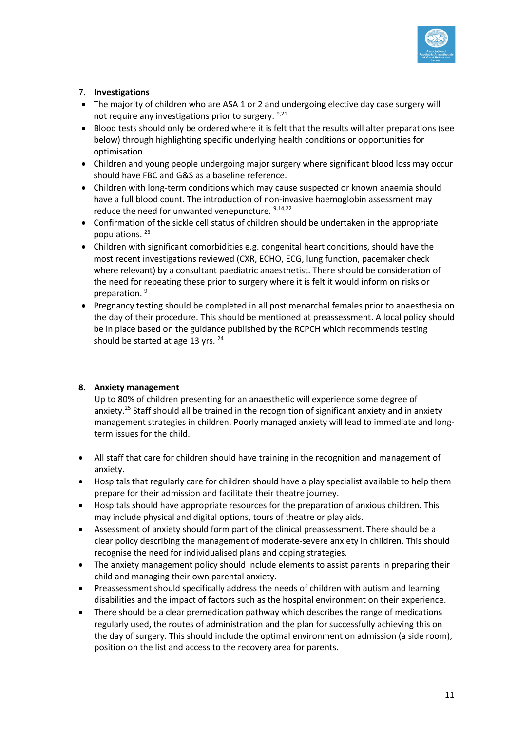7. **Investigations**

- The majority of children who are ASA 1 or 2 and undergoing elective day case surgery will not require any investigations prior to surgery. [9,21]
- Blood tests should only be ordered where it is felt that the results will alter preparations (see below) through highlighting specific underlying health conditions or opportunities for optimisation.
- Children and young people undergoing major surgery where significant blood loss may occur should have FBC and G&S as a baseline reference.
- Children with long-term conditions which may cause suspected or known anaemia should have a full blood count. The introduction of non-invasive haemoglobin assessment may reduce the need for unwanted venepuncture. [9,14,22]
- Confirmation of the sickle cell status of children should be undertaken in the appropriate populations. [23]
- Children with significant comorbidities e.g. congenital heart conditions, should have the most recent investigations reviewed (CXR, ECHO, ECG, lung function, pacemaker check where relevant) by a consultant paediatric anaesthetist. There should be consideration of the need for repeating these prior to surgery where it is felt it would inform on risks or preparation. [9]
- Pregnancy testing should be completed in all post menarchal females prior to anaesthesia on the day of their procedure. This should be mentioned at preassessment. A local policy should be in place based on the guidance published by the RCPCH which recommends testing should be started at age 13 yrs. [24]

8. **Anxiety management**

Up to 80% of children presenting for an anaesthetic will experience some degree of anxiety.[25] Staff should all be trained in the recognition of significant anxiety and in anxiety management strategies in children. Poorly managed anxiety will lead to immediate and long-term issues for the child.

- All staff that care for children should have training in the recognition and management of anxiety.
- Hospitals that regularly care for children should have a play specialist available to help them prepare for their admission and facilitate their theatre journey.
- Hospitals should have appropriate resources for the preparation of anxious children. This may include physical and digital options, tours of theatre or play aids.
- Assessment of anxiety should form part of the clinical preassessment. There should be a clear policy describing the management of moderate-severe anxiety in children. This should recognise the need for individualised plans and coping strategies.
- The anxiety management policy should include elements to assist parents in preparing their child and managing their own parental anxiety.
- Preassessment should specifically address the needs of children with autism and learning disabilities and the impact of factors such as the hospital environment on their experience.
- There should be a clear premedication pathway which describes the range of medications regularly used, the routes of administration and the plan for successfully achieving this on the day of surgery. This should include the optimal environment on admission (a side room), position on the list and access to the recovery area for parents.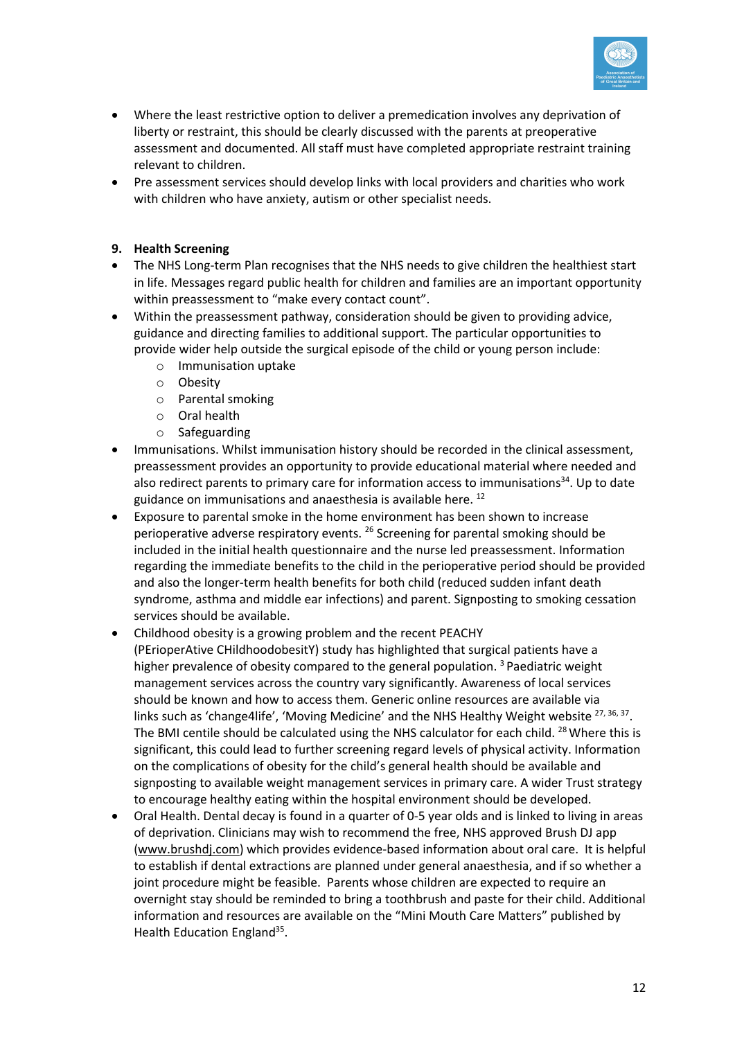- Where the least restrictive option to deliver a premedication involves any deprivation of liberty or restraint, this should be clearly discussed with the parents at preoperative assessment and documented. All staff must have completed appropriate restraint training relevant to children.
- Pre assessment services should develop links with local providers and charities who work with children who have anxiety, autism or other specialist needs.

## 9. Health Screening

- The NHS Long-term Plan recognises that the NHS needs to give children the healthiest start in life. Messages regard public health for children and families are an important opportunity within preassessment to "make every contact count".
- Within the preassessment pathway, consideration should be given to providing advice, guidance and directing families to additional support. The particular opportunities to provide wider help outside the surgical episode of the child or young person include:
  - Immunisation uptake
  - Obesity
  - Parental smoking
  - Oral health
  - Safeguarding
- Immunisations. Whilst immunisation history should be recorded in the clinical assessment, preassessment provides an opportunity to provide educational material where needed and also redirect parents to primary care for information access to immunisations[34]. Up to date guidance on immunisations and anaesthesia is available here. [12]
- Exposure to parental smoke in the home environment has been shown to increase perioperative adverse respiratory events. [26] Screening for parental smoking should be included in the initial health questionnaire and the nurse led preassessment. Information regarding the immediate benefits to the child in the perioperative period should be provided and also the longer-term health benefits for both child (reduced sudden infant death syndrome, asthma and middle ear infections) and parent. Signposting to smoking cessation services should be available.
- Childhood obesity is a growing problem and the recent PEACHY (PErioperAtive CHildhoodobesitY) study has highlighted that surgical patients have a higher prevalence of obesity compared to the general population. [3] Paediatric weight management services across the country vary significantly. Awareness of local services should be known and how to access them. Generic online resources are available via links such as 'change4life', 'Moving Medicine' and the NHS Healthy Weight website [27, 36, 37]. The BMI centile should be calculated using the NHS calculator for each child. [28] Where this is significant, this could lead to further screening regard levels of physical activity. Information on the complications of obesity for the child's general health should be available and signposting to available weight management services in primary care. A wider Trust strategy to encourage healthy eating within the hospital environment should be developed.
- Oral Health. Dental decay is found in a quarter of 0-5 year olds and is linked to living in areas of deprivation. Clinicians may wish to recommend the free, NHS approved Brush DJ app (www.brushdj.com) which provides evidence-based information about oral care. It is helpful to establish if dental extractions are planned under general anaesthesia, and if so whether a joint procedure might be feasible. Parents whose children are expected to require an overnight stay should be reminded to bring a toothbrush and paste for their child. Additional information and resources are available on the "Mini Mouth Care Matters" published by Health Education England[35].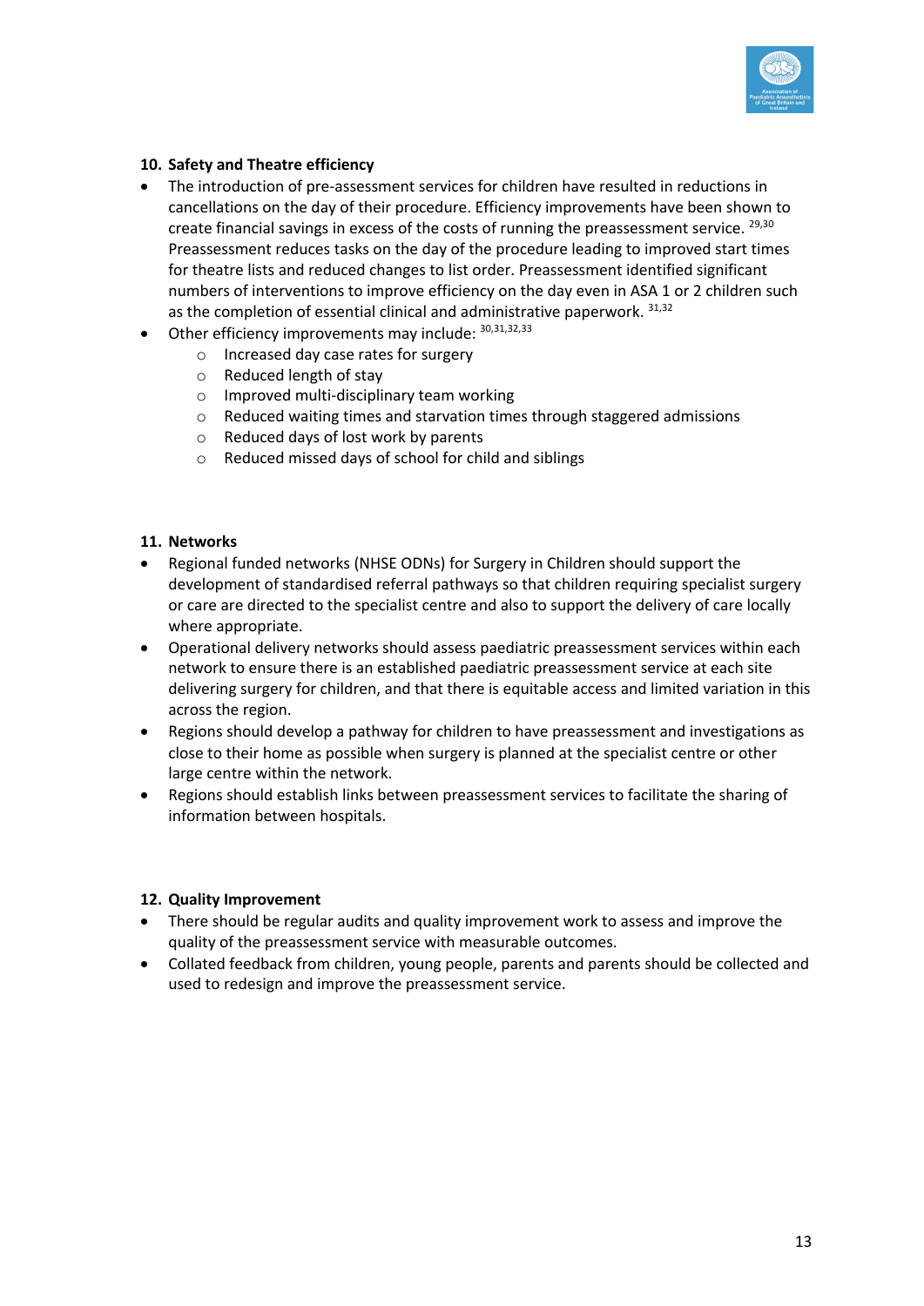## 10. Safety and Theatre efficiency

- The introduction of pre-assessment services for children have resulted in reductions in cancellations on the day of their procedure. Efficiency improvements have been shown to create financial savings in excess of the costs of running the preassessment service. [29,30] Preassessment reduces tasks on the day of the procedure leading to improved start times for theatre lists and reduced changes to list order. Preassessment identified significant numbers of interventions to improve efficiency on the day even in ASA 1 or 2 children such as the completion of essential clinical and administrative paperwork. [31,32]
- Other efficiency improvements may include: [30,31,32,33]
  - Increased day case rates for surgery
  - Reduced length of stay
  - Improved multi-disciplinary team working
  - Reduced waiting times and starvation times through staggered admissions
  - Reduced days of lost work by parents
  - Reduced missed days of school for child and siblings

## 11. Networks

- Regional funded networks (NHSE ODNs) for Surgery in Children should support the development of standardised referral pathways so that children requiring specialist surgery or care are directed to the specialist centre and also to support the delivery of care locally where appropriate.
- Operational delivery networks should assess paediatric preassessment services within each network to ensure there is an established paediatric preassessment service at each site delivering surgery for children, and that there is equitable access and limited variation in this across the region.
- Regions should develop a pathway for children to have preassessment and investigations as close to their home as possible when surgery is planned at the specialist centre or other large centre within the network.
- Regions should establish links between preassessment services to facilitate the sharing of information between hospitals.

## 12. Quality Improvement

- There should be regular audits and quality improvement work to assess and improve the quality of the preassessment service with measurable outcomes.
- Collated feedback from children, young people, parents and parents should be collected and used to redesign and improve the preassessment service.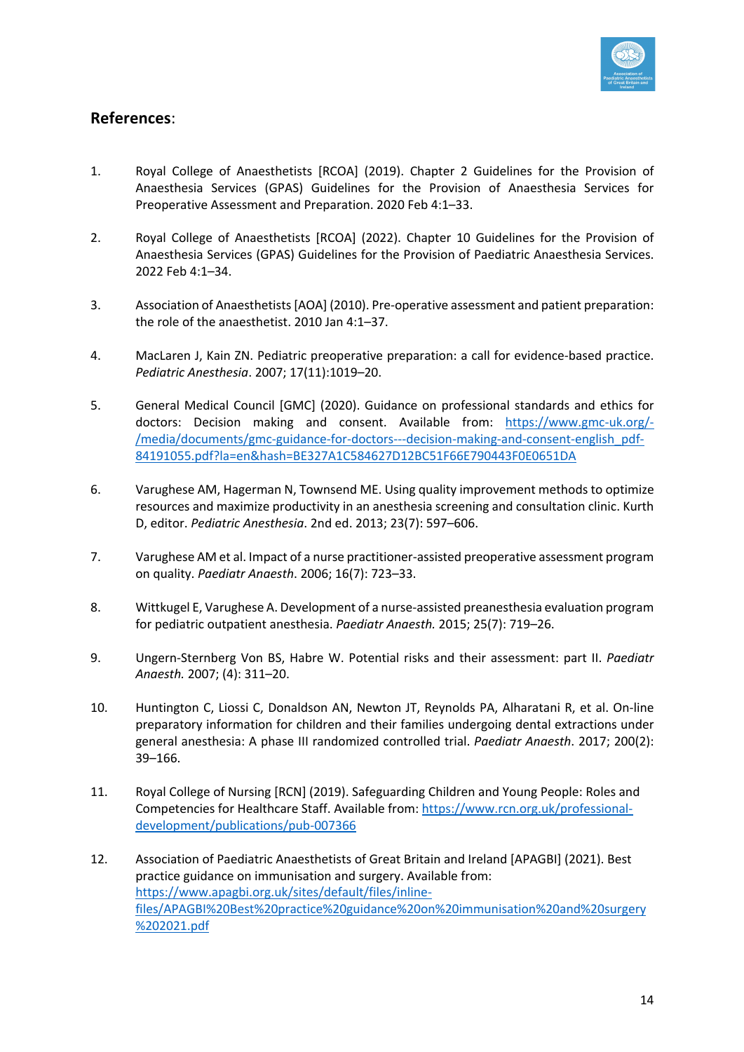## References:

1. Royal College of Anaesthetists [RCOA] (2019). Chapter 2 Guidelines for the Provision of Anaesthesia Services (GPAS) Guidelines for the Provision of Anaesthesia Services for Preoperative Assessment and Preparation. 2020 Feb 4:1–33.

2. Royal College of Anaesthetists [RCOA] (2022). Chapter 10 Guidelines for the Provision of Anaesthesia Services (GPAS) Guidelines for the Provision of Paediatric Anaesthesia Services. 2022 Feb 4:1–34.

3. Association of Anaesthetists [AOA] (2010). Pre-operative assessment and patient preparation: the role of the anaesthetist. 2010 Jan 4:1–37.

4. MacLaren J, Kain ZN. Pediatric preoperative preparation: a call for evidence-based practice. *Pediatric Anesthesia*. 2007; 17(11):1019–20.

5. General Medical Council [GMC] (2020). Guidance on professional standards and ethics for doctors: Decision making and consent. Available from: [https://www.gmc-uk.org/-/media/documents/gmc-guidance-for-doctors---decision-making-and-consent-english_pdf-84191055.pdf?la=en&hash=BE327A1C584627D12BC51F66E790443F0E0651DA](https://www.gmc-uk.org/-/media/documents/gmc-guidance-for-doctors---decision-making-and-consent-english_pdf-84191055.pdf?la=en&hash=BE327A1C584627D12BC51F66E790443F0E0651DA)

6. Varughese AM, Hagerman N, Townsend ME. Using quality improvement methods to optimize resources and maximize productivity in an anesthesia screening and consultation clinic. Kurth D, editor. *Pediatric Anesthesia*. 2nd ed. 2013; 23(7): 597–606.

7. Varughese AM et al. Impact of a nurse practitioner-assisted preoperative assessment program on quality. *Paediatr Anaesth*. 2006; 16(7): 723–33.

8. Wittkugel E, Varughese A. Development of a nurse-assisted preanesthesia evaluation program for pediatric outpatient anesthesia. *Paediatr Anaesth.* 2015; 25(7): 719–26.

9. Ungern-Sternberg Von BS, Habre W. Potential risks and their assessment: part II. *Paediatr Anaesth.* 2007; (4): 311–20.

10. Huntington C, Liossi C, Donaldson AN, Newton JT, Reynolds PA, Alharatani R, et al. On-line preparatory information for children and their families undergoing dental extractions under general anesthesia: A phase III randomized controlled trial. *Paediatr Anaesth*. 2017; 200(2): 39–166.

11. Royal College of Nursing [RCN] (2019). Safeguarding Children and Young People: Roles and Competencies for Healthcare Staff. Available from: [https://www.rcn.org.uk/professional-development/publications/pub-007366](https://www.rcn.org.uk/professional-development/publications/pub-007366)

12. Association of Paediatric Anaesthetists of Great Britain and Ireland [APAGBI] (2021). Best practice guidance on immunisation and surgery. Available from: [https://www.apagbi.org.uk/sites/default/files/inline-files/APAGBI%20Best%20practice%20guidance%20on%20immunisation%20and%20surgery%202021.pdf](https://www.apagbi.org.uk/sites/default/files/inline-files/APAGBI%20Best%20practice%20guidance%20on%20immunisation%20and%20surgery%202021.pdf)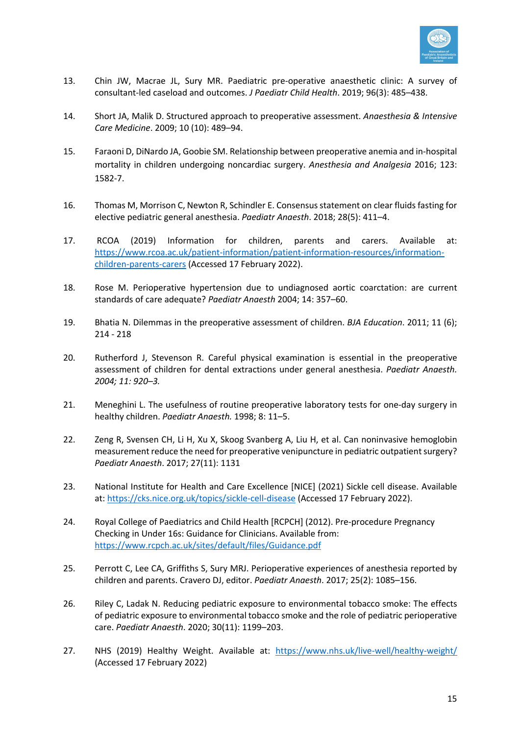13. Chin JW, Macrae JL, Sury MR. Paediatric pre-operative anaesthetic clinic: A survey of consultant-led caseload and outcomes. *J Paediatr Child Health*. 2019; 96(3): 485–438.

14. Short JA, Malik D. Structured approach to preoperative assessment. *Anaesthesia & Intensive Care Medicine*. 2009; 10 (10): 489–94.

15. Faraoni D, DiNardo JA, Goobie SM. Relationship between preoperative anemia and in-hospital mortality in children undergoing noncardiac surgery. *Anesthesia and Analgesia* 2016; 123: 1582-7.

16. Thomas M, Morrison C, Newton R, Schindler E. Consensus statement on clear fluids fasting for elective pediatric general anesthesia. *Paediatr Anaesth*. 2018; 28(5): 411–4.

17. RCOA (2019) Information for children, parents and carers. Available at: https://www.rcoa.ac.uk/patient-information/patient-information-resources/information-children-parents-carers (Accessed 17 February 2022).

18. Rose M. Perioperative hypertension due to undiagnosed aortic coarctation: are current standards of care adequate? *Paediatr Anaesth* 2004; 14: 357–60.

19. Bhatia N. Dilemmas in the preoperative assessment of children. *BJA Education*. 2011; 11 (6); 214 - 218

20. Rutherford J, Stevenson R. Careful physical examination is essential in the preoperative assessment of children for dental extractions under general anesthesia. *Paediatr Anaesth. 2004; 11: 920–3.*

21. Meneghini L. The usefulness of routine preoperative laboratory tests for one-day surgery in healthy children. *Paediatr Anaesth.* 1998; 8: 11–5.

22. Zeng R, Svensen CH, Li H, Xu X, Skoog Svanberg A, Liu H, et al. Can noninvasive hemoglobin measurement reduce the need for preoperative venipuncture in pediatric outpatient surgery? *Paediatr Anaesth*. 2017; 27(11): 1131

23. National Institute for Health and Care Excellence [NICE] (2021) Sickle cell disease. Available at: https://cks.nice.org.uk/topics/sickle-cell-disease (Accessed 17 February 2022).

24. Royal College of Paediatrics and Child Health [RCPCH] (2012). Pre-procedure Pregnancy Checking in Under 16s: Guidance for Clinicians. Available from: https://www.rcpch.ac.uk/sites/default/files/Guidance.pdf

25. Perrott C, Lee CA, Griffiths S, Sury MRJ. Perioperative experiences of anesthesia reported by children and parents. Cravero DJ, editor. *Paediatr Anaesth*. 2017; 25(2): 1085–156.

26. Riley C, Ladak N. Reducing pediatric exposure to environmental tobacco smoke: The effects of pediatric exposure to environmental tobacco smoke and the role of pediatric perioperative care. *Paediatr Anaesth*. 2020; 30(11): 1199–203.

27. NHS (2019) Healthy Weight. Available at: https://www.nhs.uk/live-well/healthy-weight/ (Accessed 17 February 2022)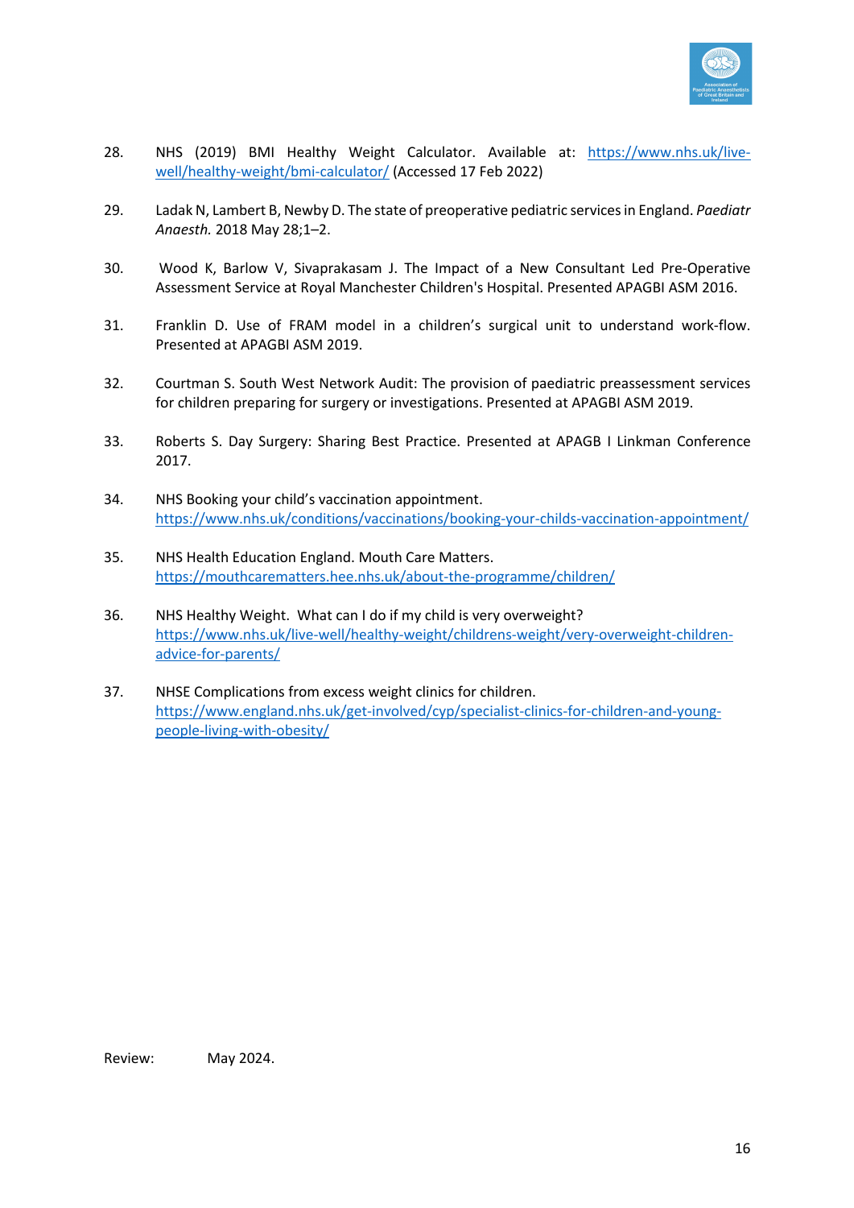28. NHS (2019) BMI Healthy Weight Calculator. Available at: https://www.nhs.uk/live-well/healthy-weight/bmi-calculator/ (Accessed 17 Feb 2022)

29. Ladak N, Lambert B, Newby D. The state of preoperative pediatric services in England. *Paediatr Anaesth.* 2018 May 28;1–2.

30. Wood K, Barlow V, Sivaprakasam J. The Impact of a New Consultant Led Pre-Operative Assessment Service at Royal Manchester Children's Hospital. Presented APAGBI ASM 2016.

31. Franklin D. Use of FRAM model in a children's surgical unit to understand work-flow. Presented at APAGBI ASM 2019.

32. Courtman S. South West Network Audit: The provision of paediatric preassessment services for children preparing for surgery or investigations. Presented at APAGBI ASM 2019.

33. Roberts S. Day Surgery: Sharing Best Practice. Presented at APAGB I Linkman Conference 2017.

34. NHS Booking your child's vaccination appointment. https://www.nhs.uk/conditions/vaccinations/booking-your-childs-vaccination-appointment/

35. NHS Health Education England. Mouth Care Matters. https://mouthcarematters.hee.nhs.uk/about-the-programme/children/

36. NHS Healthy Weight. What can I do if my child is very overweight? https://www.nhs.uk/live-well/healthy-weight/childrens-weight/very-overweight-children-advice-for-parents/

37. NHSE Complications from excess weight clinics for children. https://www.england.nhs.uk/get-involved/cyp/specialist-clinics-for-children-and-young-people-living-with-obesity/

Review: May 2024.